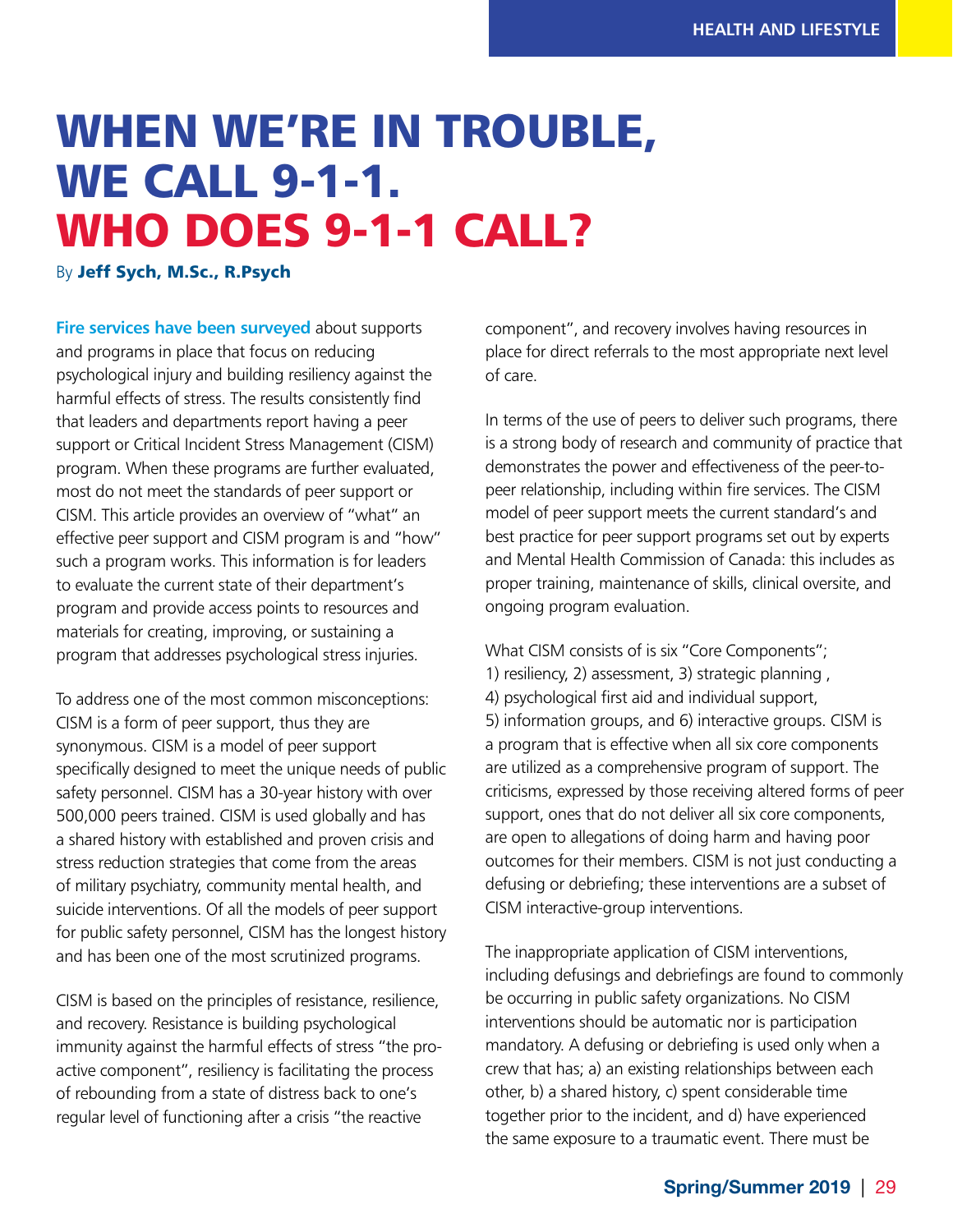# WHEN WE'RE IN TROUBLE, WE CALL 9-1-1. WHO DOES 9-1-1 CALL?

By **Jeff Sych, M.Sc., R.Psych**

**Fire services have been surveyed** about supports and programs in place that focus on reducing psychological injury and building resiliency against the harmful effects of stress. The results consistently find that leaders and departments report having a peer support or Critical Incident Stress Management (CISM) program. When these programs are further evaluated, most do not meet the standards of peer support or CISM. This article provides an overview of "what" an effective peer support and CISM program is and "how" such a program works. This information is for leaders to evaluate the current state of their department's program and provide access points to resources and materials for creating, improving, or sustaining a program that addresses psychological stress injuries.

To address one of the most common misconceptions: CISM is a form of peer support, thus they are synonymous. CISM is a model of peer support specifically designed to meet the unique needs of public safety personnel. CISM has a 30-year history with over 500,000 peers trained. CISM is used globally and has a shared history with established and proven crisis and stress reduction strategies that come from the areas of military psychiatry, community mental health, and suicide interventions. Of all the models of peer support for public safety personnel, CISM has the longest history and has been one of the most scrutinized programs.

CISM is based on the principles of resistance, resilience, and recovery. Resistance is building psychological immunity against the harmful effects of stress "the pro-active component", resiliency is facilitating the process of rebounding from a state of distress back to one's regular level of functioning after a crisis "the reactive component", and recovery involves having resources in place for direct referrals to the most appropriate next level of care.

In terms of the use of peers to deliver such programs, there is a strong body of research and community of practice that demonstrates the power and effectiveness of the peer-to-peer relationship, including within fire services. The CISM model of peer support meets the current standard's and best practice for peer support programs set out by experts and Mental Health Commission of Canada: this includes as proper training, maintenance of skills, clinical oversite, and ongoing program evaluation.

What CISM consists of is six "Core Components"; 1) resiliency, 2) assessment, 3) strategic planning , 4) psychological first aid and individual support, 5) information groups, and 6) interactive groups. CISM is a program that is effective when all six core components are utilized as a comprehensive program of support. The criticisms, expressed by those receiving altered forms of peer support, ones that do not deliver all six core components, are open to allegations of doing harm and having poor outcomes for their members. CISM is not just conducting a defusing or debriefing; these interventions are a subset of CISM interactive-group interventions.

The inappropriate application of CISM interventions, including defusings and debriefings are found to commonly be occurring in public safety organizations. No CISM interventions should be automatic nor is participation mandatory. A defusing or debriefing is used only when a crew that has; a) an existing relationships between each other, b) a shared history, c) spent considerable time together prior to the incident, and d) have experienced the same exposure to a traumatic event. There must be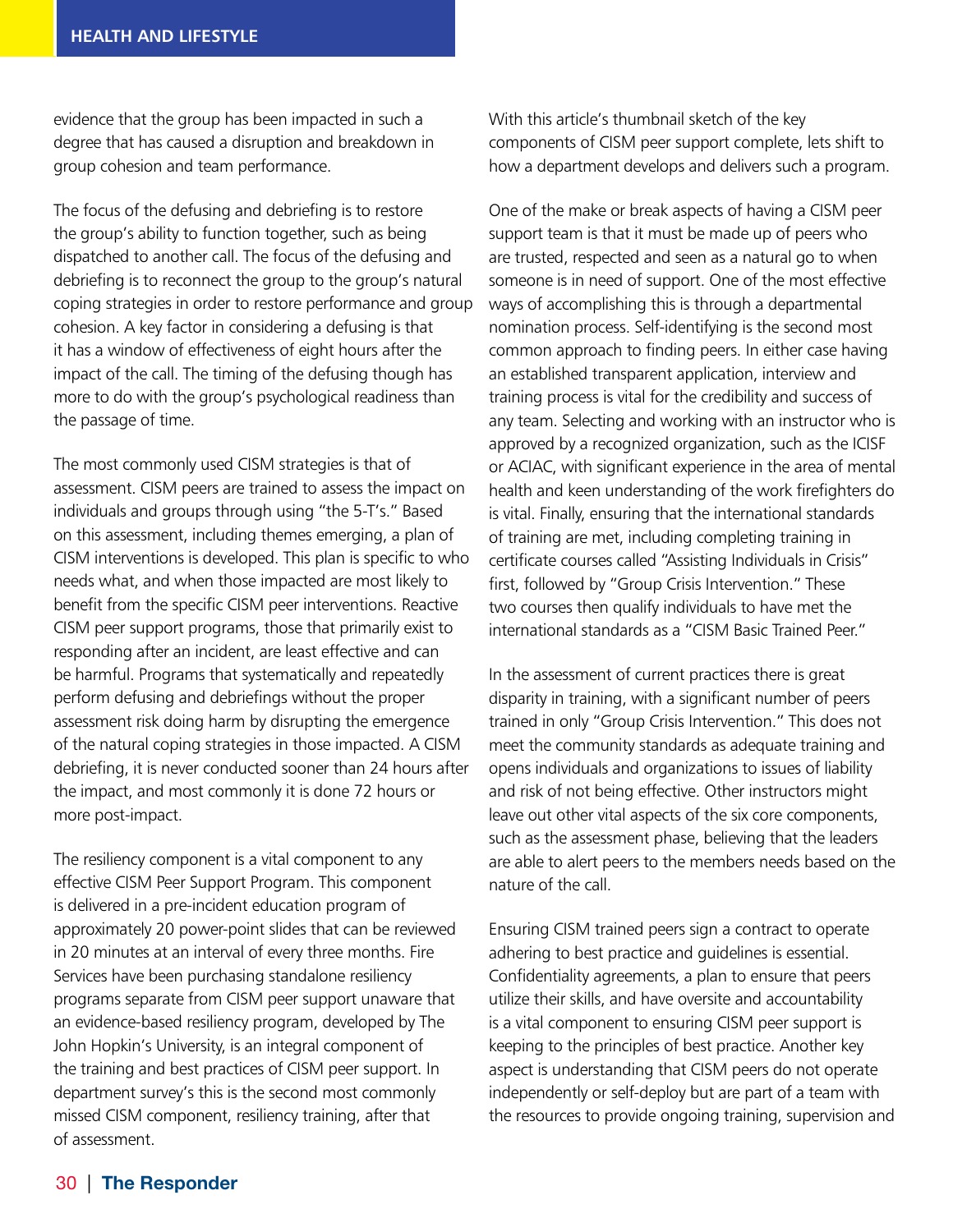evidence that the group has been impacted in such a degree that has caused a disruption and breakdown in group cohesion and team performance.

The focus of the defusing and debriefing is to restore the group's ability to function together, such as being dispatched to another call. The focus of the defusing and debriefing is to reconnect the group to the group's natural coping strategies in order to restore performance and group cohesion. A key factor in considering a defusing is that it has a window of effectiveness of eight hours after the impact of the call. The timing of the defusing though has more to do with the group's psychological readiness than the passage of time.

The most commonly used CISM strategies is that of assessment. CISM peers are trained to assess the impact on individuals and groups through using "the 5-T's." Based on this assessment, including themes emerging, a plan of CISM interventions is developed. This plan is specific to who needs what, and when those impacted are most likely to benefit from the specific CISM peer interventions. Reactive CISM peer support programs, those that primarily exist to responding after an incident, are least effective and can be harmful. Programs that systematically and repeatedly perform defusing and debriefings without the proper assessment risk doing harm by disrupting the emergence of the natural coping strategies in those impacted. A CISM debriefing, it is never conducted sooner than 24 hours after the impact, and most commonly it is done 72 hours or more post-impact.

The resiliency component is a vital component to any effective CISM Peer Support Program. This component is delivered in a pre-incident education program of approximately 20 power-point slides that can be reviewed in 20 minutes at an interval of every three months. Fire Services have been purchasing standalone resiliency programs separate from CISM peer support unaware that an evidence-based resiliency program, developed by The John Hopkin's University, is an integral component of the training and best practices of CISM peer support. In department survey's this is the second most commonly missed CISM component, resiliency training, after that of assessment.

With this article's thumbnail sketch of the key components of CISM peer support complete, lets shift to how a department develops and delivers such a program.

One of the make or break aspects of having a CISM peer support team is that it must be made up of peers who are trusted, respected and seen as a natural go to when someone is in need of support. One of the most effective ways of accomplishing this is through a departmental nomination process. Self-identifying is the second most common approach to finding peers. In either case having an established transparent application, interview and training process is vital for the credibility and success of any team. Selecting and working with an instructor who is approved by a recognized organization, such as the ICISF or ACIAC, with significant experience in the area of mental health and keen understanding of the work firefighters do is vital. Finally, ensuring that the international standards of training are met, including completing training in certificate courses called "Assisting Individuals in Crisis" first, followed by "Group Crisis Intervention." These two courses then qualify individuals to have met the international standards as a "CISM Basic Trained Peer."

In the assessment of current practices there is great disparity in training, with a significant number of peers trained in only "Group Crisis Intervention." This does not meet the community standards as adequate training and opens individuals and organizations to issues of liability and risk of not being effective. Other instructors might leave out other vital aspects of the six core components, such as the assessment phase, believing that the leaders are able to alert peers to the members needs based on the nature of the call.

Ensuring CISM trained peers sign a contract to operate adhering to best practice and guidelines is essential. Confidentiality agreements, a plan to ensure that peers utilize their skills, and have oversite and accountability is a vital component to ensuring CISM peer support is keeping to the principles of best practice. Another key aspect is understanding that CISM peers do not operate independently or self-deploy but are part of a team with the resources to provide ongoing training, supervision and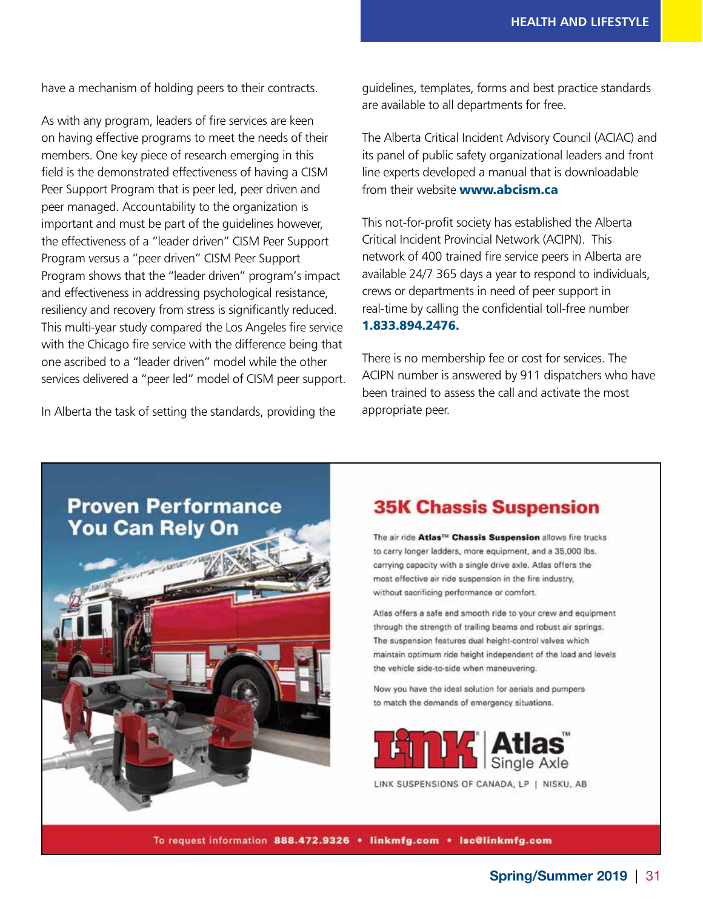have a mechanism of holding peers to their contracts.

As with any program, leaders of fire services are keen on having effective programs to meet the needs of their members. One key piece of research emerging in this field is the demonstrated effectiveness of having a CISM Peer Support Program that is peer led, peer driven and peer managed. Accountability to the organization is important and must be part of the guidelines however, the effectiveness of a "leader driven" CISM Peer Support Program versus a "peer driven" CISM Peer Support Program shows that the "leader driven" program's impact and effectiveness in addressing psychological resistance, resiliency and recovery from stress is significantly reduced. This multi-year study compared the Los Angeles fire service with the Chicago fire service with the difference being that one ascribed to a "leader driven" model while the other services delivered a "peer led" model of CISM peer support.

In Alberta the task of setting the standards, providing the guidelines, templates, forms and best practice standards are available to all departments for free.

The Alberta Critical Incident Advisory Council (ACIAC) and its panel of public safety organizational leaders and front line experts developed a manual that is downloadable from their website **www.abcism.ca**

This not-for-profit society has established the Alberta Critical Incident Provincial Network (ACIPN). This network of 400 trained fire service peers in Alberta are available 24/7 365 days a year to respond to individuals, crews or departments in need of peer support in real-time by calling the confidential toll-free number **1.833.894.2476.**

There is no membership fee or cost for services. The ACIPN number is answered by 911 dispatchers who have been trained to assess the call and activate the most appropriate peer.

**Proven Performance You Can Rely On**

## 35K Chassis Suspension

The air ride **Atlas™ Chassis Suspension** allows fire trucks to carry longer ladders, more equipment, and a 35,000 lbs. carrying capacity with a single drive axle. Atlas offers the most effective air ride suspension in the fire industry, without sacrificing performance or comfort.

Atlas offers a safe and smooth ride to your crew and equipment through the strength of trailing beams and robust air springs. The suspension features dual height-control valves which maintain optimum ride height independent of the load and levels the vehicle side-to-side when maneuvering.

Now you have the ideal solution for aerials and pumpers to match the demands of emergency situations.

LINK® | Atlas™ Single Axle

LINK SUSPENSIONS OF CANADA, LP | NISKU, AB

To request information **888.472.9326 • linkmfg.com • lsc@linkmfg.com**